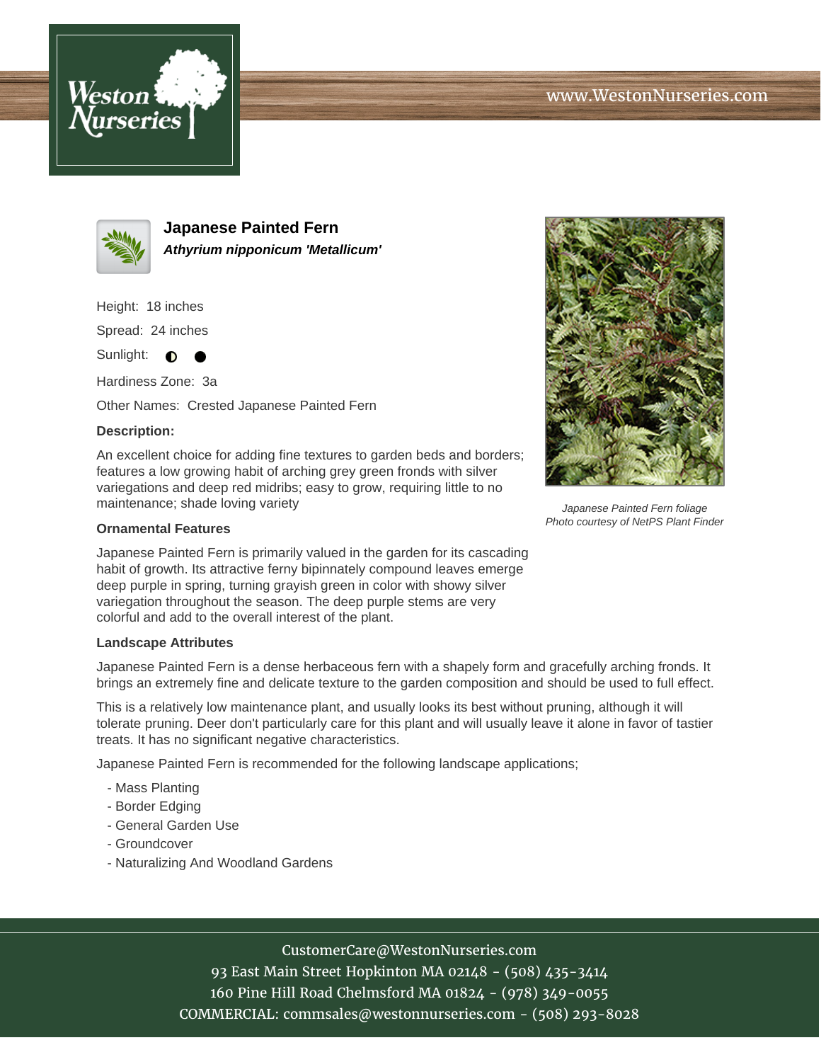# Japanese Painted Fern

***Athyrium nipponicum 'Metallicum'***

Height: 18 inches

Spread: 24 inches

Sunlight: ◐ ●

Hardiness Zone: 3a

Other Names: Crested Japanese Painted Fern

**Description:**

An excellent choice for adding fine textures to garden beds and borders; features a low growing habit of arching grey green fronds with silver variegations and deep red midribs; easy to grow, requiring little to no maintenance; shade loving variety

*Japanese Painted Fern foliage*
*Photo courtesy of NetPS Plant Finder*

### Ornamental Features

Japanese Painted Fern is primarily valued in the garden for its cascading habit of growth. Its attractive ferny bipinnately compound leaves emerge deep purple in spring, turning grayish green in color with showy silver variegation throughout the season. The deep purple stems are very colorful and add to the overall interest of the plant.

### Landscape Attributes

Japanese Painted Fern is a dense herbaceous fern with a shapely form and gracefully arching fronds. It brings an extremely fine and delicate texture to the garden composition and should be used to full effect.

This is a relatively low maintenance plant, and usually looks its best without pruning, although it will tolerate pruning. Deer don't particularly care for this plant and will usually leave it alone in favor of tastier treats. It has no significant negative characteristics.

Japanese Painted Fern is recommended for the following landscape applications;

- Mass Planting
- Border Edging
- General Garden Use
- Groundcover
- Naturalizing And Woodland Gardens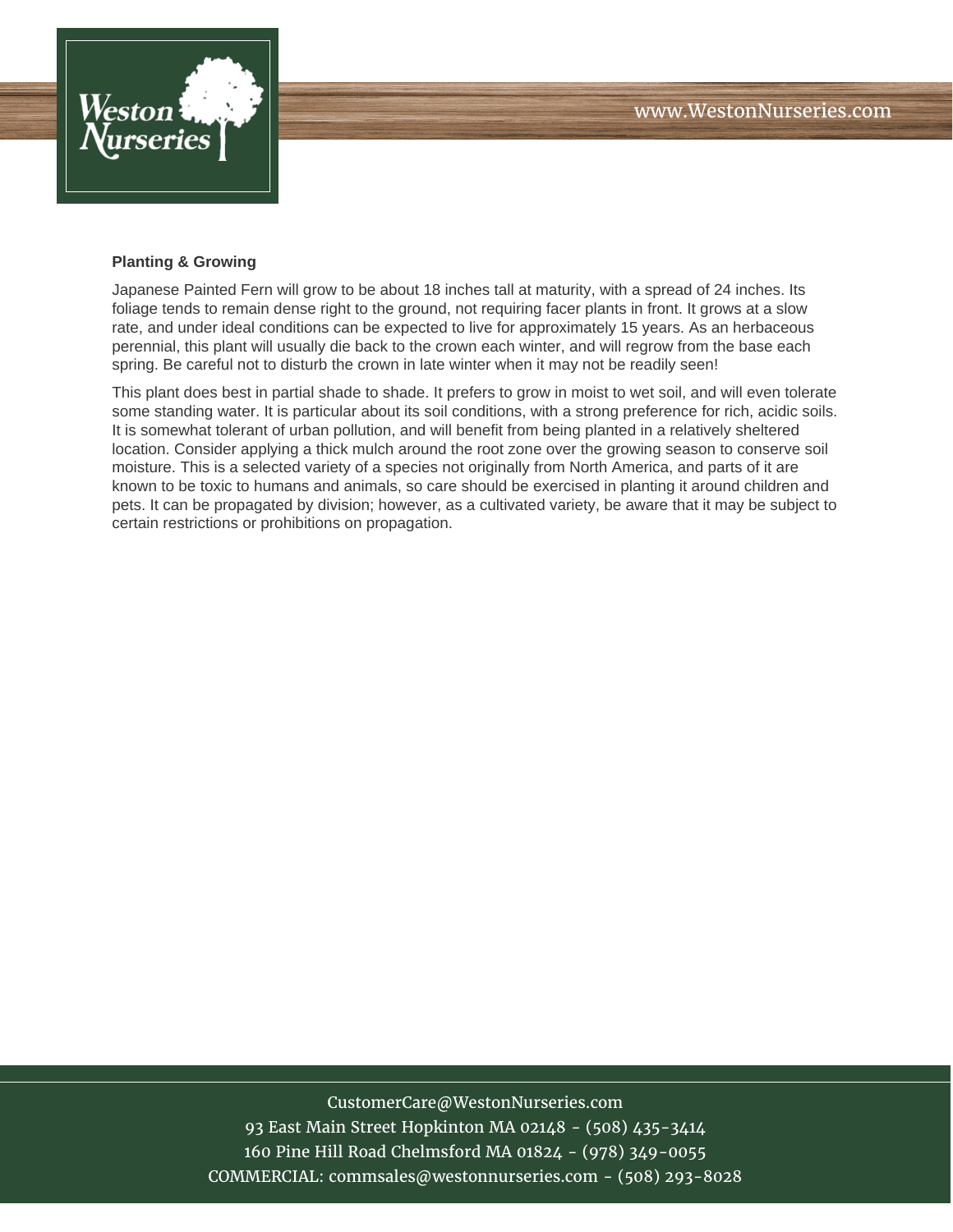**Planting & Growing**

Japanese Painted Fern will grow to be about 18 inches tall at maturity, with a spread of 24 inches. Its foliage tends to remain dense right to the ground, not requiring facer plants in front. It grows at a slow rate, and under ideal conditions can be expected to live for approximately 15 years. As an herbaceous perennial, this plant will usually die back to the crown each winter, and will regrow from the base each spring. Be careful not to disturb the crown in late winter when it may not be readily seen!

This plant does best in partial shade to shade. It prefers to grow in moist to wet soil, and will even tolerate some standing water. It is particular about its soil conditions, with a strong preference for rich, acidic soils. It is somewhat tolerant of urban pollution, and will benefit from being planted in a relatively sheltered location. Consider applying a thick mulch around the root zone over the growing season to conserve soil moisture. This is a selected variety of a species not originally from North America, and parts of it are known to be toxic to humans and animals, so care should be exercised in planting it around children and pets. It can be propagated by division; however, as a cultivated variety, be aware that it may be subject to certain restrictions or prohibitions on propagation.